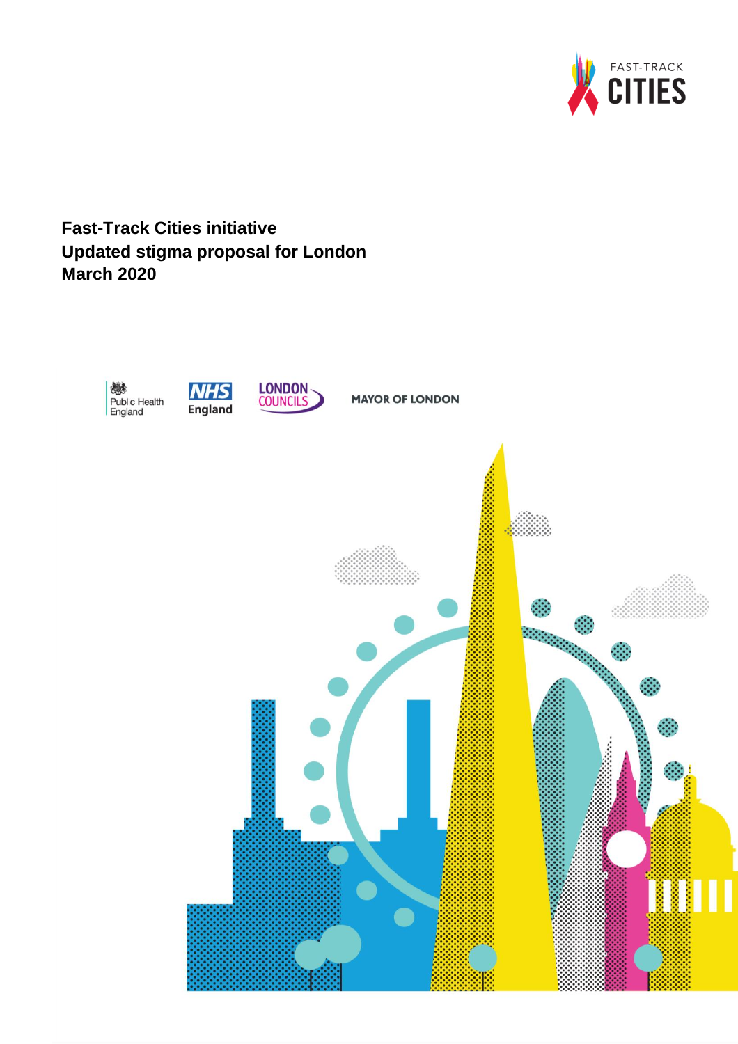FAST-TRACK CITIES

# Fast-Track Cities initiative
# Updated stigma proposal for London
# March 2020

Public Health England

NHS England

LONDON COUNCILS

MAYOR OF LONDON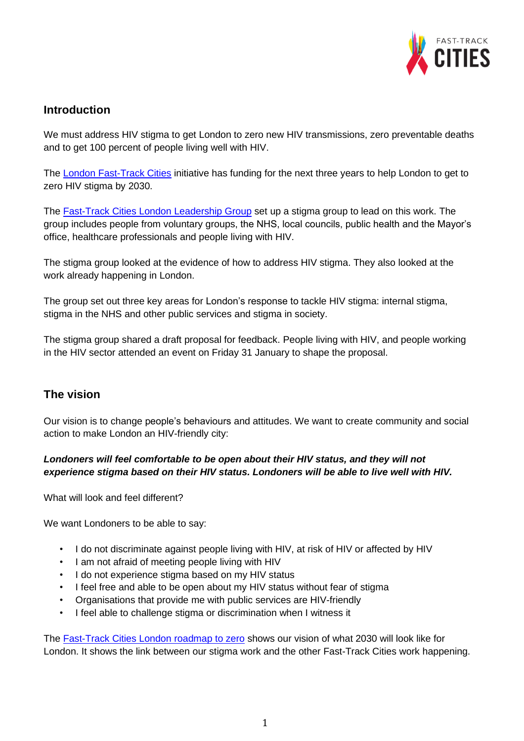## Introduction

We must address HIV stigma to get London to zero new HIV transmissions, zero preventable deaths and to get 100 percent of people living well with HIV.

The [London Fast-Track Cities](#) initiative has funding for the next three years to help London to get to zero HIV stigma by 2030.

The [Fast-Track Cities London Leadership Group](#) set up a stigma group to lead on this work. The group includes people from voluntary groups, the NHS, local councils, public health and the Mayor's office, healthcare professionals and people living with HIV.

The stigma group looked at the evidence of how to address HIV stigma. They also looked at the work already happening in London.

The group set out three key areas for London's response to tackle HIV stigma: internal stigma, stigma in the NHS and other public services and stigma in society.

The stigma group shared a draft proposal for feedback. People living with HIV, and people working in the HIV sector attended an event on Friday 31 January to shape the proposal.

## The vision

Our vision is to change people's behaviours and attitudes. We want to create community and social action to make London an HIV-friendly city:

***Londoners will feel comfortable to be open about their HIV status, and they will not experience stigma based on their HIV status. Londoners will be able to live well with HIV.***

What will look and feel different?

We want Londoners to be able to say:

- I do not discriminate against people living with HIV, at risk of HIV or affected by HIV
- I am not afraid of meeting people living with HIV
- I do not experience stigma based on my HIV status
- I feel free and able to be open about my HIV status without fear of stigma
- Organisations that provide me with public services are HIV-friendly
- I feel able to challenge stigma or discrimination when I witness it

The [Fast-Track Cities London roadmap to zero](#) shows our vision of what 2030 will look like for London. It shows the link between our stigma work and the other Fast-Track Cities work happening.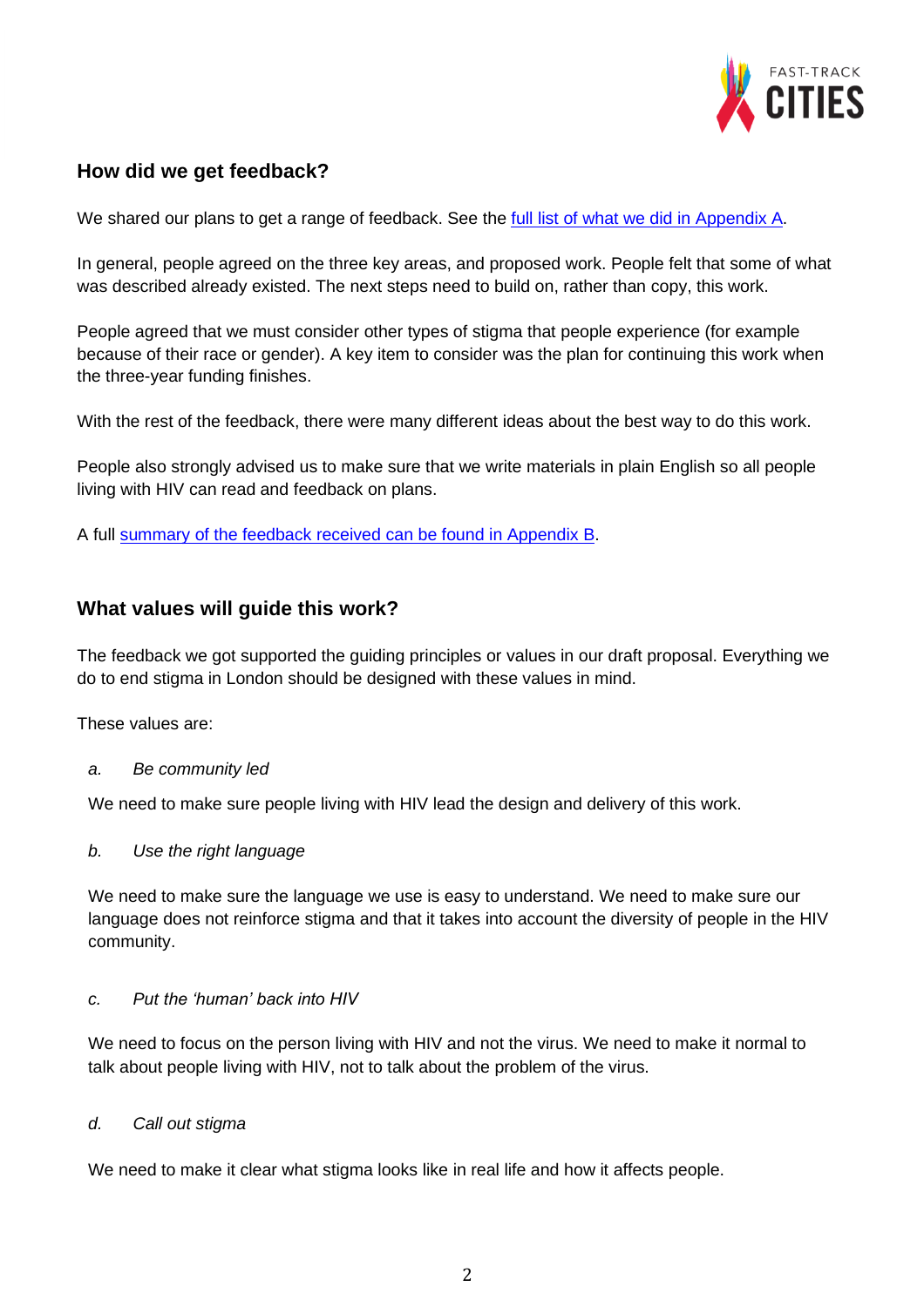## How did we get feedback?

We shared our plans to get a range of feedback. See the [full list of what we did in Appendix A](#).

In general, people agreed on the three key areas, and proposed work. People felt that some of what was described already existed. The next steps need to build on, rather than copy, this work.

People agreed that we must consider other types of stigma that people experience (for example because of their race or gender). A key item to consider was the plan for continuing this work when the three-year funding finishes.

With the rest of the feedback, there were many different ideas about the best way to do this work.

People also strongly advised us to make sure that we write materials in plain English so all people living with HIV can read and feedback on plans.

A full [summary of the feedback received can be found in Appendix B](#).

## What values will guide this work?

The feedback we got supported the guiding principles or values in our draft proposal. Everything we do to end stigma in London should be designed with these values in mind.

These values are:

*a. Be community led*

We need to make sure people living with HIV lead the design and delivery of this work.

*b. Use the right language*

We need to make sure the language we use is easy to understand. We need to make sure our language does not reinforce stigma and that it takes into account the diversity of people in the HIV community.

*c. Put the 'human' back into HIV*

We need to focus on the person living with HIV and not the virus. We need to make it normal to talk about people living with HIV, not to talk about the problem of the virus.

*d. Call out stigma*

We need to make it clear what stigma looks like in real life and how it affects people.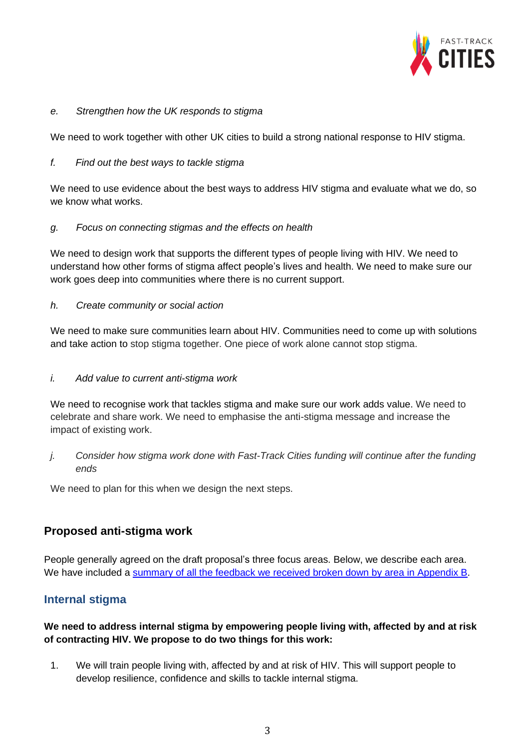*e. Strengthen how the UK responds to stigma*

We need to work together with other UK cities to build a strong national response to HIV stigma.

*f. Find out the best ways to tackle stigma*

We need to use evidence about the best ways to address HIV stigma and evaluate what we do, so we know what works.

*g. Focus on connecting stigmas and the effects on health*

We need to design work that supports the different types of people living with HIV. We need to understand how other forms of stigma affect people's lives and health. We need to make sure our work goes deep into communities where there is no current support.

*h. Create community or social action*

We need to make sure communities learn about HIV. Communities need to come up with solutions and take action to stop stigma together. One piece of work alone cannot stop stigma.

*i. Add value to current anti-stigma work*

We need to recognise work that tackles stigma and make sure our work adds value. We need to celebrate and share work. We need to emphasise the anti-stigma message and increase the impact of existing work.

*j. Consider how stigma work done with Fast-Track Cities funding will continue after the funding ends*

We need to plan for this when we design the next steps.

## Proposed anti-stigma work

People generally agreed on the draft proposal's three focus areas. Below, we describe each area. We have included a summary of all the feedback we received broken down by area in Appendix B.

### Internal stigma

**We need to address internal stigma by empowering people living with, affected by and at risk of contracting HIV. We propose to do two things for this work:**

1. We will train people living with, affected by and at risk of HIV. This will support people to develop resilience, confidence and skills to tackle internal stigma.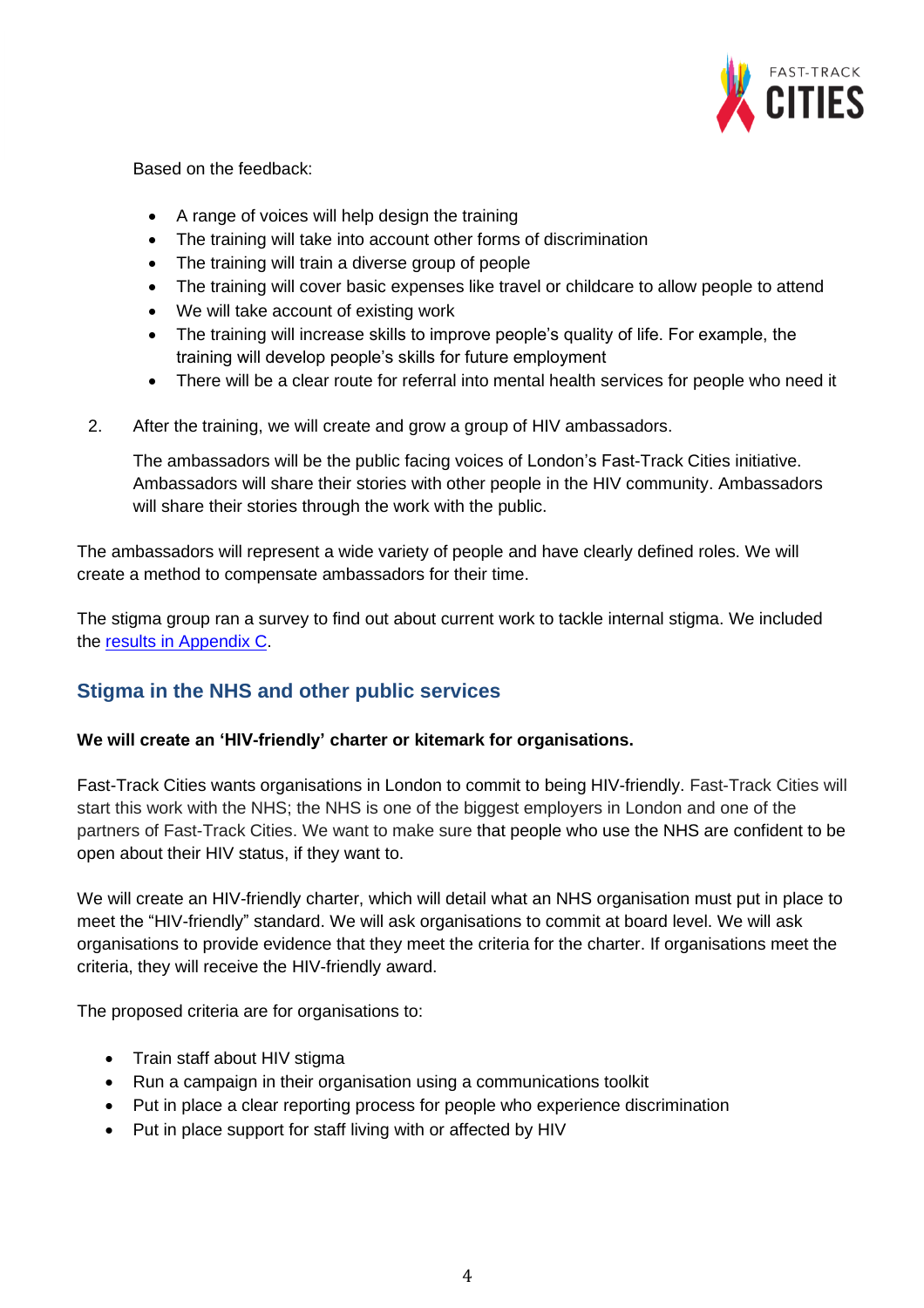Based on the feedback:

- A range of voices will help design the training
- The training will take into account other forms of discrimination
- The training will train a diverse group of people
- The training will cover basic expenses like travel or childcare to allow people to attend
- We will take account of existing work
- The training will increase skills to improve people's quality of life. For example, the training will develop people's skills for future employment
- There will be a clear route for referral into mental health services for people who need it

2. After the training, we will create and grow a group of HIV ambassadors.

   The ambassadors will be the public facing voices of London's Fast-Track Cities initiative. Ambassadors will share their stories with other people in the HIV community. Ambassadors will share their stories through the work with the public.

The ambassadors will represent a wide variety of people and have clearly defined roles. We will create a method to compensate ambassadors for their time.

The stigma group ran a survey to find out about current work to tackle internal stigma. We included the results in Appendix C.

## Stigma in the NHS and other public services

**We will create an 'HIV-friendly' charter or kitemark for organisations.**

Fast-Track Cities wants organisations in London to commit to being HIV-friendly. Fast-Track Cities will start this work with the NHS; the NHS is one of the biggest employers in London and one of the partners of Fast-Track Cities. We want to make sure that people who use the NHS are confident to be open about their HIV status, if they want to.

We will create an HIV-friendly charter, which will detail what an NHS organisation must put in place to meet the "HIV-friendly" standard. We will ask organisations to commit at board level. We will ask organisations to provide evidence that they meet the criteria for the charter. If organisations meet the criteria, they will receive the HIV-friendly award.

The proposed criteria are for organisations to:

- Train staff about HIV stigma
- Run a campaign in their organisation using a communications toolkit
- Put in place a clear reporting process for people who experience discrimination
- Put in place support for staff living with or affected by HIV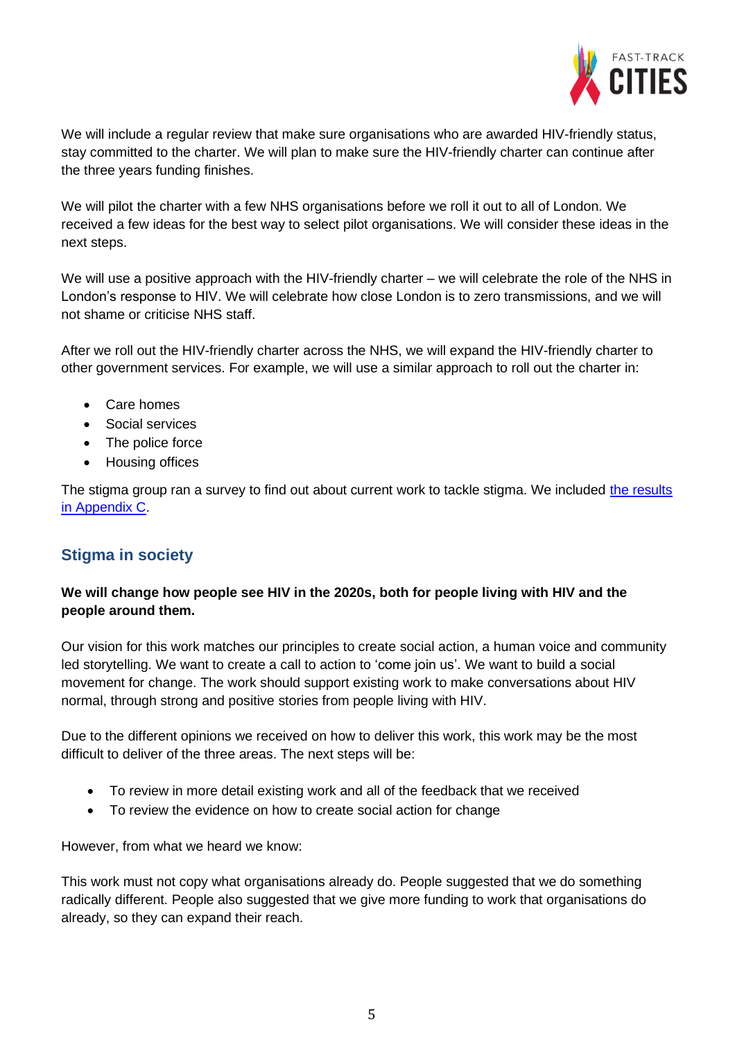We will include a regular review that make sure organisations who are awarded HIV-friendly status, stay committed to the charter. We will plan to make sure the HIV-friendly charter can continue after the three years funding finishes.

We will pilot the charter with a few NHS organisations before we roll it out to all of London. We received a few ideas for the best way to select pilot organisations. We will consider these ideas in the next steps.

We will use a positive approach with the HIV-friendly charter – we will celebrate the role of the NHS in London's response to HIV. We will celebrate how close London is to zero transmissions, and we will not shame or criticise NHS staff.

After we roll out the HIV-friendly charter across the NHS, we will expand the HIV-friendly charter to other government services. For example, we will use a similar approach to roll out the charter in:

- Care homes
- Social services
- The police force
- Housing offices

The stigma group ran a survey to find out about current work to tackle stigma. We included [the results in Appendix C].

## Stigma in society

**We will change how people see HIV in the 2020s, both for people living with HIV and the people around them.**

Our vision for this work matches our principles to create social action, a human voice and community led storytelling. We want to create a call to action to 'come join us'. We want to build a social movement for change. The work should support existing work to make conversations about HIV normal, through strong and positive stories from people living with HIV.

Due to the different opinions we received on how to deliver this work, this work may be the most difficult to deliver of the three areas. The next steps will be:

- To review in more detail existing work and all of the feedback that we received
- To review the evidence on how to create social action for change

However, from what we heard we know:

This work must not copy what organisations already do. People suggested that we do something radically different. People also suggested that we give more funding to work that organisations do already, so they can expand their reach.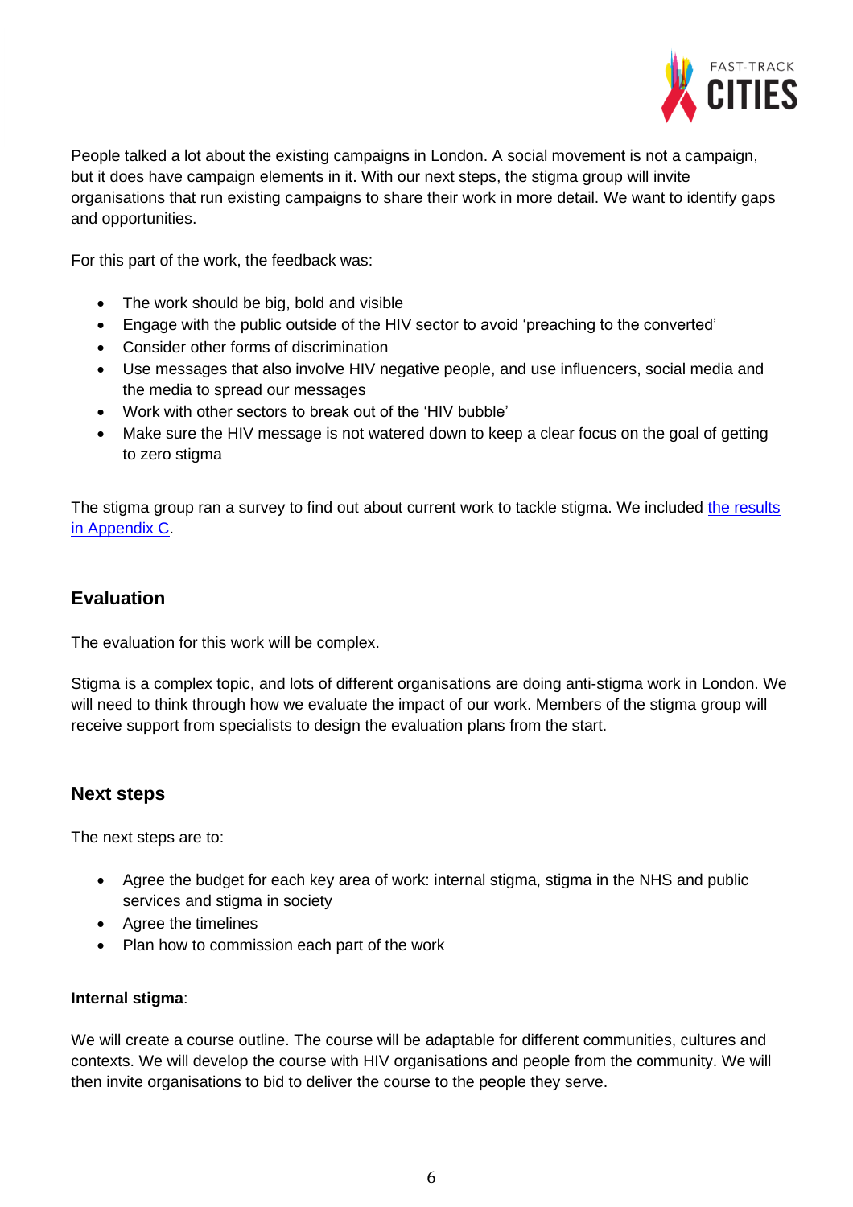People talked a lot about the existing campaigns in London. A social movement is not a campaign, but it does have campaign elements in it. With our next steps, the stigma group will invite organisations that run existing campaigns to share their work in more detail. We want to identify gaps and opportunities.

For this part of the work, the feedback was:

- The work should be big, bold and visible
- Engage with the public outside of the HIV sector to avoid 'preaching to the converted'
- Consider other forms of discrimination
- Use messages that also involve HIV negative people, and use influencers, social media and the media to spread our messages
- Work with other sectors to break out of the 'HIV bubble'
- Make sure the HIV message is not watered down to keep a clear focus on the goal of getting to zero stigma

The stigma group ran a survey to find out about current work to tackle stigma. We included [the results in Appendix C](#).

## Evaluation

The evaluation for this work will be complex.

Stigma is a complex topic, and lots of different organisations are doing anti-stigma work in London. We will need to think through how we evaluate the impact of our work. Members of the stigma group will receive support from specialists to design the evaluation plans from the start.

## Next steps

The next steps are to:

- Agree the budget for each key area of work: internal stigma, stigma in the NHS and public services and stigma in society
- Agree the timelines
- Plan how to commission each part of the work

**Internal stigma**:

We will create a course outline. The course will be adaptable for different communities, cultures and contexts. We will develop the course with HIV organisations and people from the community. We will then invite organisations to bid to deliver the course to the people they serve.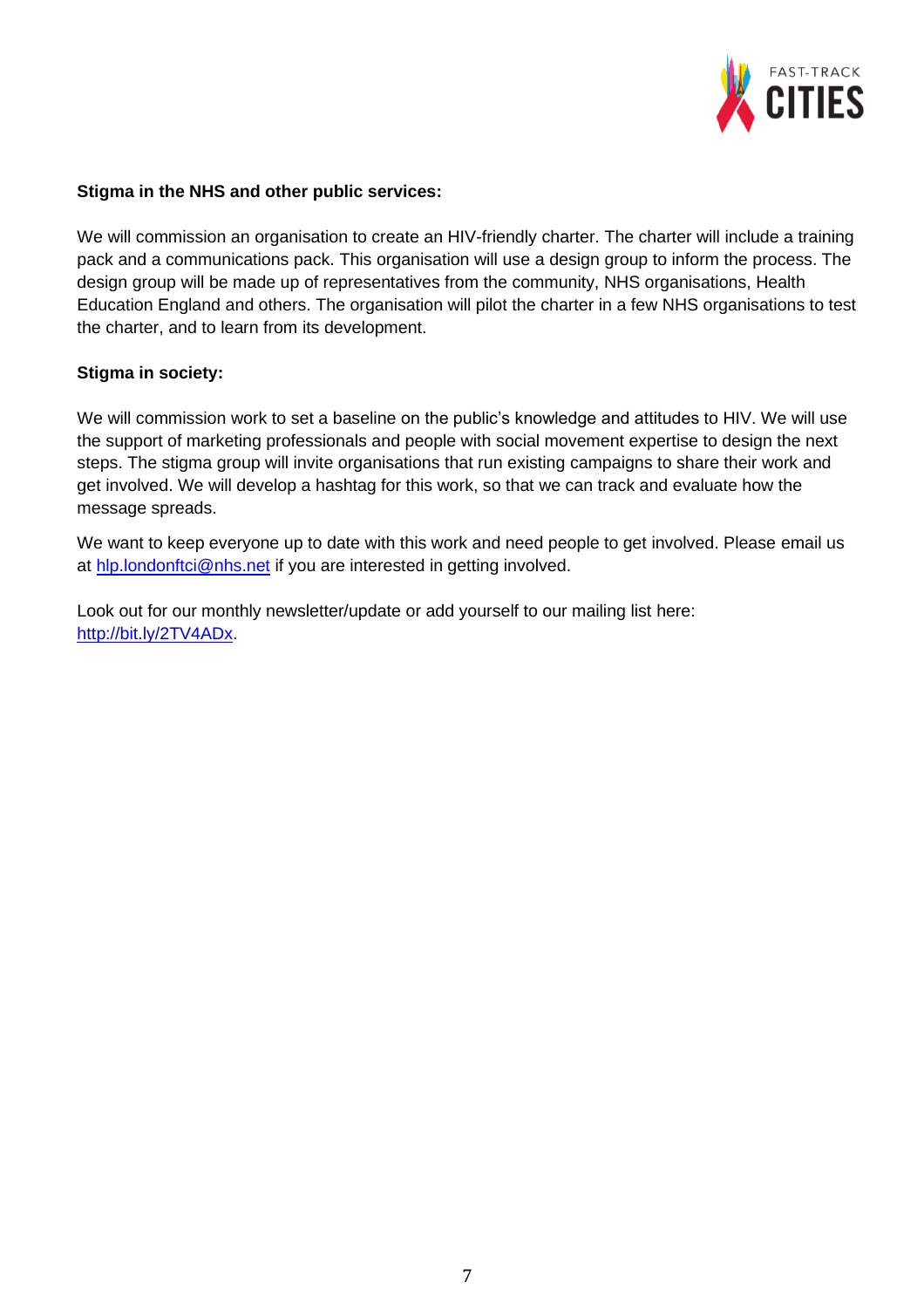**Stigma in the NHS and other public services:**

We will commission an organisation to create an HIV-friendly charter. The charter will include a training pack and a communications pack. This organisation will use a design group to inform the process. The design group will be made up of representatives from the community, NHS organisations, Health Education England and others. The organisation will pilot the charter in a few NHS organisations to test the charter, and to learn from its development.

**Stigma in society:**

We will commission work to set a baseline on the public's knowledge and attitudes to HIV. We will use the support of marketing professionals and people with social movement expertise to design the next steps. The stigma group will invite organisations that run existing campaigns to share their work and get involved. We will develop a hashtag for this work, so that we can track and evaluate how the message spreads.

We want to keep everyone up to date with this work and need people to get involved. Please email us at hlp.londonftci@nhs.net if you are interested in getting involved.

Look out for our monthly newsletter/update or add yourself to our mailing list here: http://bit.ly/2TV4ADx.